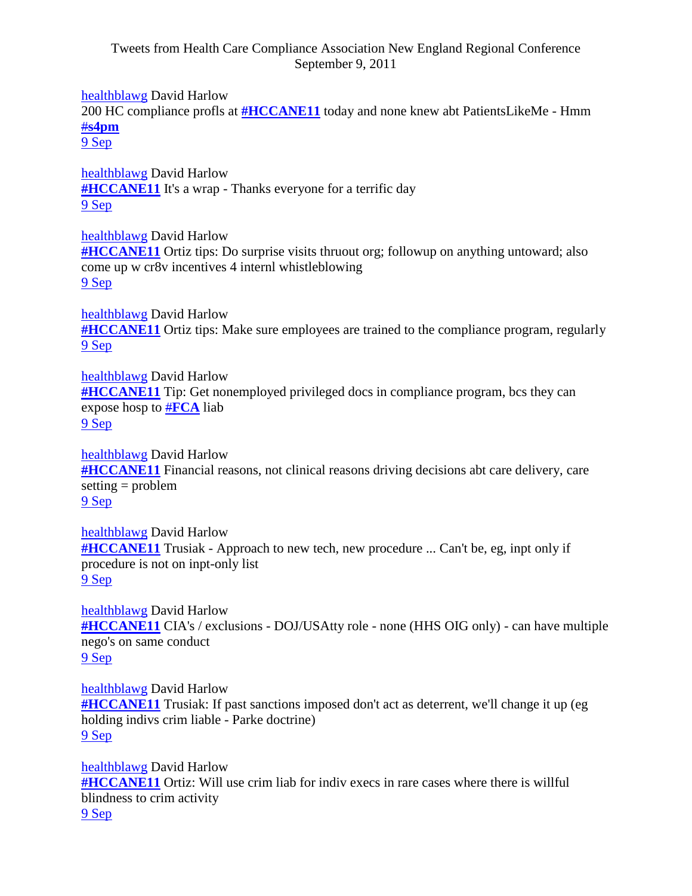Tweets from Health Care Compliance Association New England Regional Conference
September 9, 2011

healthblawg David Harlow
200 HC compliance profls at **#HCCANE11** today and none knew abt PatientsLikeMe - Hmm **#s4pm**
9 Sep

healthblawg David Harlow
**#HCCANE11** It's a wrap - Thanks everyone for a terrific day
9 Sep

healthblawg David Harlow
**#HCCANE11** Ortiz tips: Do surprise visits thruout org; followup on anything untoward; also come up w cr8v incentives 4 internl whistleblowing
9 Sep

healthblawg David Harlow
**#HCCANE11** Ortiz tips: Make sure employees are trained to the compliance program, regularly
9 Sep

healthblawg David Harlow
**#HCCANE11** Tip: Get nonemployed privileged docs in compliance program, bcs they can expose hosp to **#FCA** liab
9 Sep

healthblawg David Harlow
**#HCCANE11** Financial reasons, not clinical reasons driving decisions abt care delivery, care setting = problem
9 Sep

healthblawg David Harlow
**#HCCANE11** Trusiak - Approach to new tech, new procedure ... Can't be, eg, inpt only if procedure is not on inpt-only list
9 Sep

healthblawg David Harlow
**#HCCANE11** CIA's / exclusions - DOJ/USAtty role - none (HHS OIG only) - can have multiple nego's on same conduct
9 Sep

healthblawg David Harlow
**#HCCANE11** Trusiak: If past sanctions imposed don't act as deterrent, we'll change it up (eg holding indivs crim liable - Parke doctrine)
9 Sep

healthblawg David Harlow
**#HCCANE11** Ortiz: Will use crim liab for indiv execs in rare cases where there is willful blindness to crim activity
9 Sep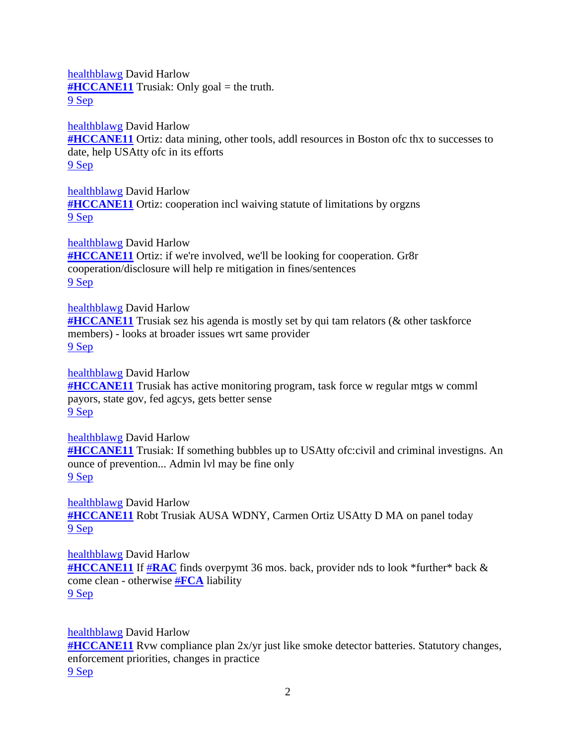healthblawg David Harlow
**#HCCANE11** Trusiak: Only goal = the truth.
9 Sep

healthblawg David Harlow
**#HCCANE11** Ortiz: data mining, other tools, addl resources in Boston ofc thx to successes to date, help USAtty ofc in its efforts
9 Sep

healthblawg David Harlow
**#HCCANE11** Ortiz: cooperation incl waiving statute of limitations by orgzns
9 Sep

healthblawg David Harlow
**#HCCANE11** Ortiz: if we're involved, we'll be looking for cooperation. Gr8r cooperation/disclosure will help re mitigation in fines/sentences
9 Sep

healthblawg David Harlow
**#HCCANE11** Trusiak sez his agenda is mostly set by qui tam relators (& other taskforce members) - looks at broader issues wrt same provider
9 Sep

healthblawg David Harlow
**#HCCANE11** Trusiak has active monitoring program, task force w regular mtgs w comml payors, state gov, fed agcys, gets better sense
9 Sep

healthblawg David Harlow
**#HCCANE11** Trusiak: If something bubbles up to USAtty ofc:civil and criminal investigns. An ounce of prevention... Admin lvl may be fine only
9 Sep

healthblawg David Harlow
**#HCCANE11** Robt Trusiak AUSA WDNY, Carmen Ortiz USAtty D MA on panel today
9 Sep

healthblawg David Harlow
**#HCCANE11** If **#RAC** finds overpymt 36 mos. back, provider nds to look *further* back & come clean - otherwise **#FCA** liability
9 Sep

healthblawg David Harlow
**#HCCANE11** Rvw compliance plan 2x/yr just like smoke detector batteries. Statutory changes, enforcement priorities, changes in practice
9 Sep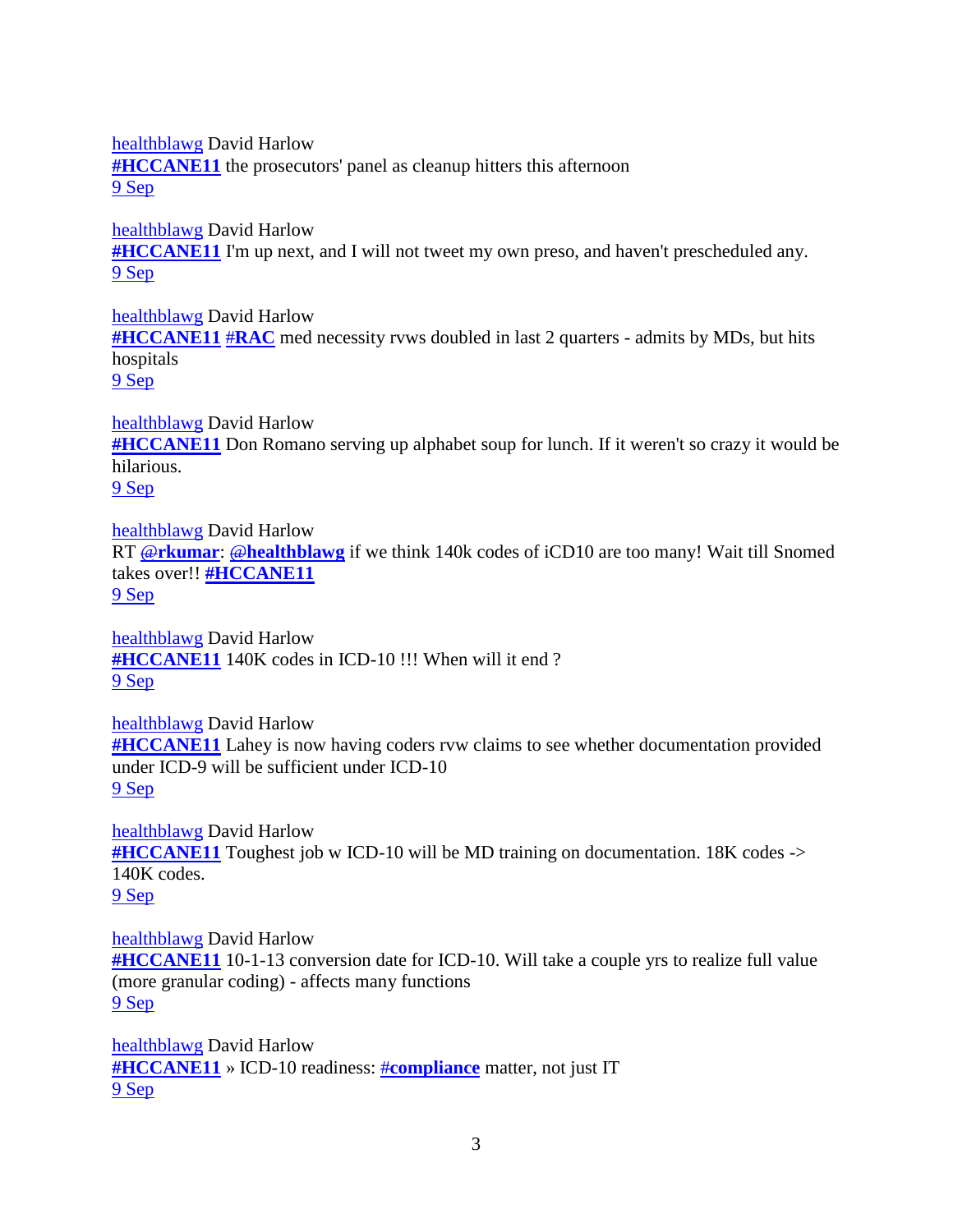healthblawg David Harlow
**#HCCANE11** the prosecutors' panel as cleanup hitters this afternoon
9 Sep

healthblawg David Harlow
**#HCCANE11** I'm up next, and I will not tweet my own preso, and haven't prescheduled any.
9 Sep

healthblawg David Harlow
**#HCCANE11** **#RAC** med necessity rvws doubled in last 2 quarters - admits by MDs, but hits hospitals
9 Sep

healthblawg David Harlow
**#HCCANE11** Don Romano serving up alphabet soup for lunch. If it weren't so crazy it would be hilarious.
9 Sep

healthblawg David Harlow
RT **@rkumar**: **@healthblawg** if we think 140k codes of iCD10 are too many! Wait till Snomed takes over!! **#HCCANE11**
9 Sep

healthblawg David Harlow
**#HCCANE11** 140K codes in ICD-10 !!! When will it end ?
9 Sep

healthblawg David Harlow
**#HCCANE11** Lahey is now having coders rvw claims to see whether documentation provided under ICD-9 will be sufficient under ICD-10
9 Sep

healthblawg David Harlow
**#HCCANE11** Toughest job w ICD-10 will be MD training on documentation. 18K codes -> 140K codes.
9 Sep

healthblawg David Harlow
**#HCCANE11** 10-1-13 conversion date for ICD-10. Will take a couple yrs to realize full value (more granular coding) - affects many functions
9 Sep

healthblawg David Harlow
**#HCCANE11** » ICD-10 readiness: **#compliance** matter, not just IT
9 Sep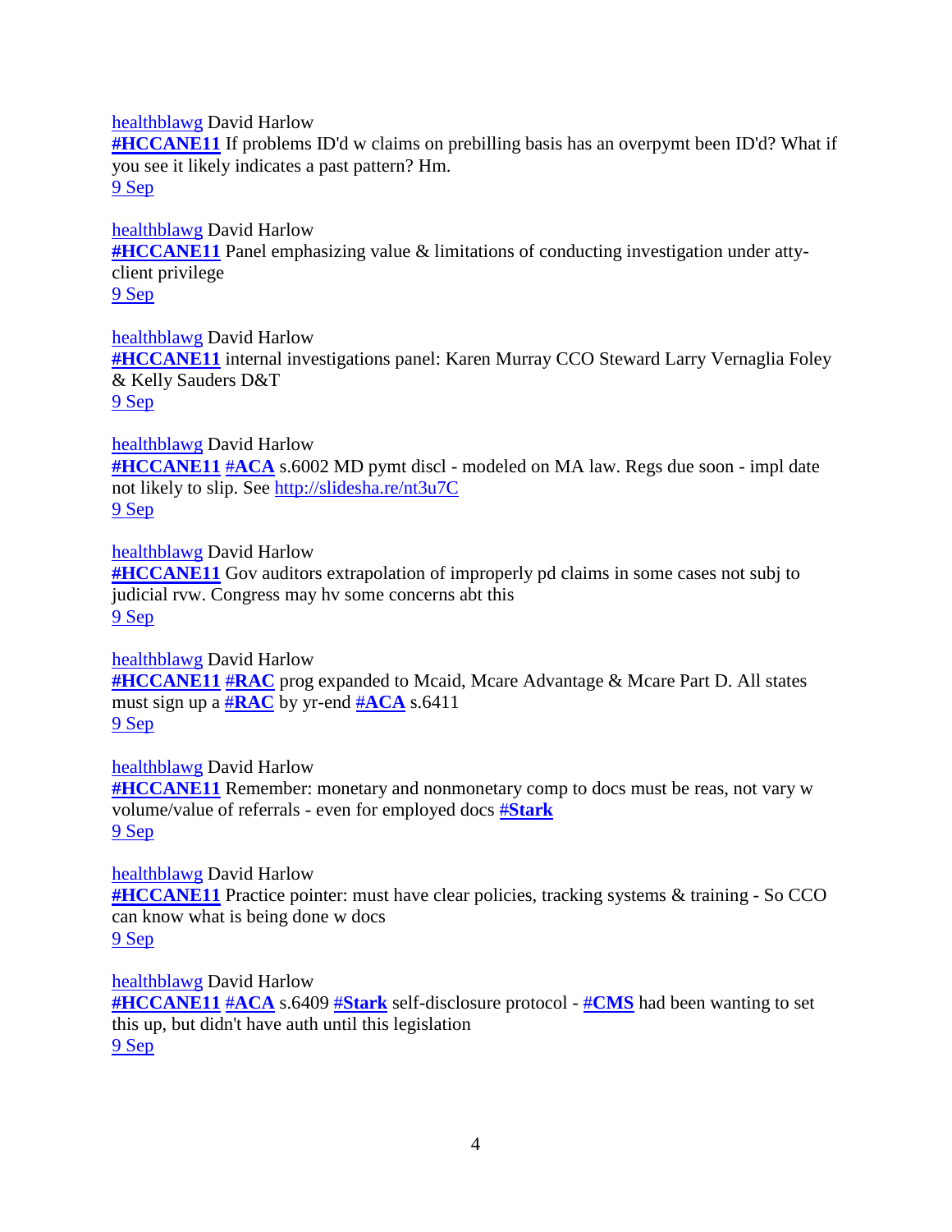healthblawg David Harlow
**#HCCANE11** If problems ID'd w claims on prebilling basis has an overpymt been ID'd? What if you see it likely indicates a past pattern? Hm.
9 Sep

healthblawg David Harlow
**#HCCANE11** Panel emphasizing value & limitations of conducting investigation under atty-client privilege
9 Sep

healthblawg David Harlow
**#HCCANE11** internal investigations panel: Karen Murray CCO Steward Larry Vernaglia Foley & Kelly Sauders D&T
9 Sep

healthblawg David Harlow
**#HCCANE11** **#ACA** s.6002 MD pymt discl - modeled on MA law. Regs due soon - impl date not likely to slip. See http://slidesha.re/nt3u7C
9 Sep

healthblawg David Harlow
**#HCCANE11** Gov auditors extrapolation of improperly pd claims in some cases not subj to judicial rvw. Congress may hv some concerns abt this
9 Sep

healthblawg David Harlow
**#HCCANE11** **#RAC** prog expanded to Mcaid, Mcare Advantage & Mcare Part D. All states must sign up a **#RAC** by yr-end **#ACA** s.6411
9 Sep

healthblawg David Harlow
**#HCCANE11** Remember: monetary and nonmonetary comp to docs must be reas, not vary w volume/value of referrals - even for employed docs **#Stark**
9 Sep

healthblawg David Harlow
**#HCCANE11** Practice pointer: must have clear policies, tracking systems & training - So CCO can know what is being done w docs
9 Sep

healthblawg David Harlow
**#HCCANE11** **#ACA** s.6409 **#Stark** self-disclosure protocol - **#CMS** had been wanting to set this up, but didn't have auth until this legislation
9 Sep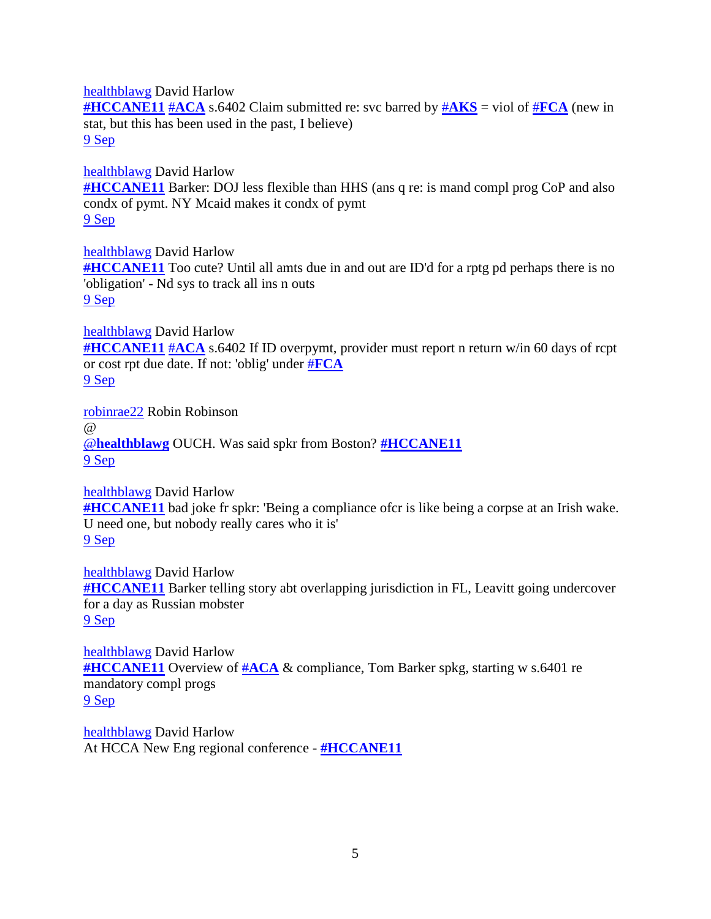healthblawg David Harlow
**#HCCANE11** **#ACA** s.6402 Claim submitted re: svc barred by **#AKS** = viol of **#FCA** (new in stat, but this has been used in the past, I believe)
9 Sep

healthblawg David Harlow
**#HCCANE11** Barker: DOJ less flexible than HHS (ans q re: is mand compl prog CoP and also condx of pymt. NY Mcaid makes it condx of pymt
9 Sep

healthblawg David Harlow
**#HCCANE11** Too cute? Until all amts due in and out are ID'd for a rptg pd perhaps there is no 'obligation' - Nd sys to track all ins n outs
9 Sep

healthblawg David Harlow
**#HCCANE11** **#ACA** s.6402 If ID overpymt, provider must report n return w/in 60 days of rcpt or cost rpt due date. If not: 'oblig' under **#FCA**
9 Sep

robinrae22 Robin Robinson
@
**@healthblawg** OUCH. Was said spkr from Boston? **#HCCANE11**
9 Sep

healthblawg David Harlow
**#HCCANE11** bad joke fr spkr: 'Being a compliance ofcr is like being a corpse at an Irish wake. U need one, but nobody really cares who it is'
9 Sep

healthblawg David Harlow
**#HCCANE11** Barker telling story abt overlapping jurisdiction in FL, Leavitt going undercover for a day as Russian mobster
9 Sep

healthblawg David Harlow
**#HCCANE11** Overview of **#ACA** & compliance, Tom Barker spkg, starting w s.6401 re mandatory compl progs
9 Sep

healthblawg David Harlow
At HCCA New Eng regional conference - **#HCCANE11**